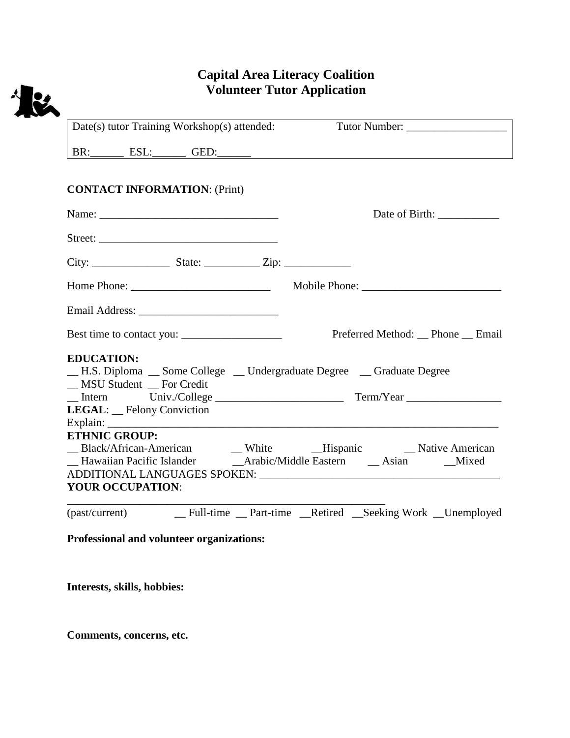# Capital Area Literacy Coalition
# Volunteer Tutor Application

Date(s) tutor Training Workshop(s) attended: Tutor Number: __________________

BR:______ ESL:______ GED:______

**CONTACT INFORMATION**: (Print)

Name: ________________________________ Date of Birth: ___________

Street: ________________________________

City: ______________ State: __________ Zip: ____________

Home Phone: _________________________ Mobile Phone: _________________________

Email Address: _________________________

Best time to contact you: __________________ Preferred Method: __ Phone __ Email

**EDUCATION:**
__ H.S. Diploma __ Some College __ Undergraduate Degree __ Graduate Degree
__ MSU Student __ For Credit
__ Intern Univ./College _______________________ Term/Year _________________

**LEGAL**: __ Felony Conviction
Explain: _________________________________________________________________________

**ETHNIC GROUP:**
__ Black/African-American __ White __Hispanic __ Native American
__ Hawaiian Pacific Islander __Arabic/Middle Eastern __ Asian __Mixed

ADDITIONAL LANGUAGES SPOKEN: ___________________________________________

**YOUR OCCUPATION**:
___________________________________________________________

(past/current) __ Full-time __ Part-time __Retired __Seeking Work __Unemployed

**Professional and volunteer organizations:**

**Interests, skills, hobbies:**

**Comments, concerns, etc.**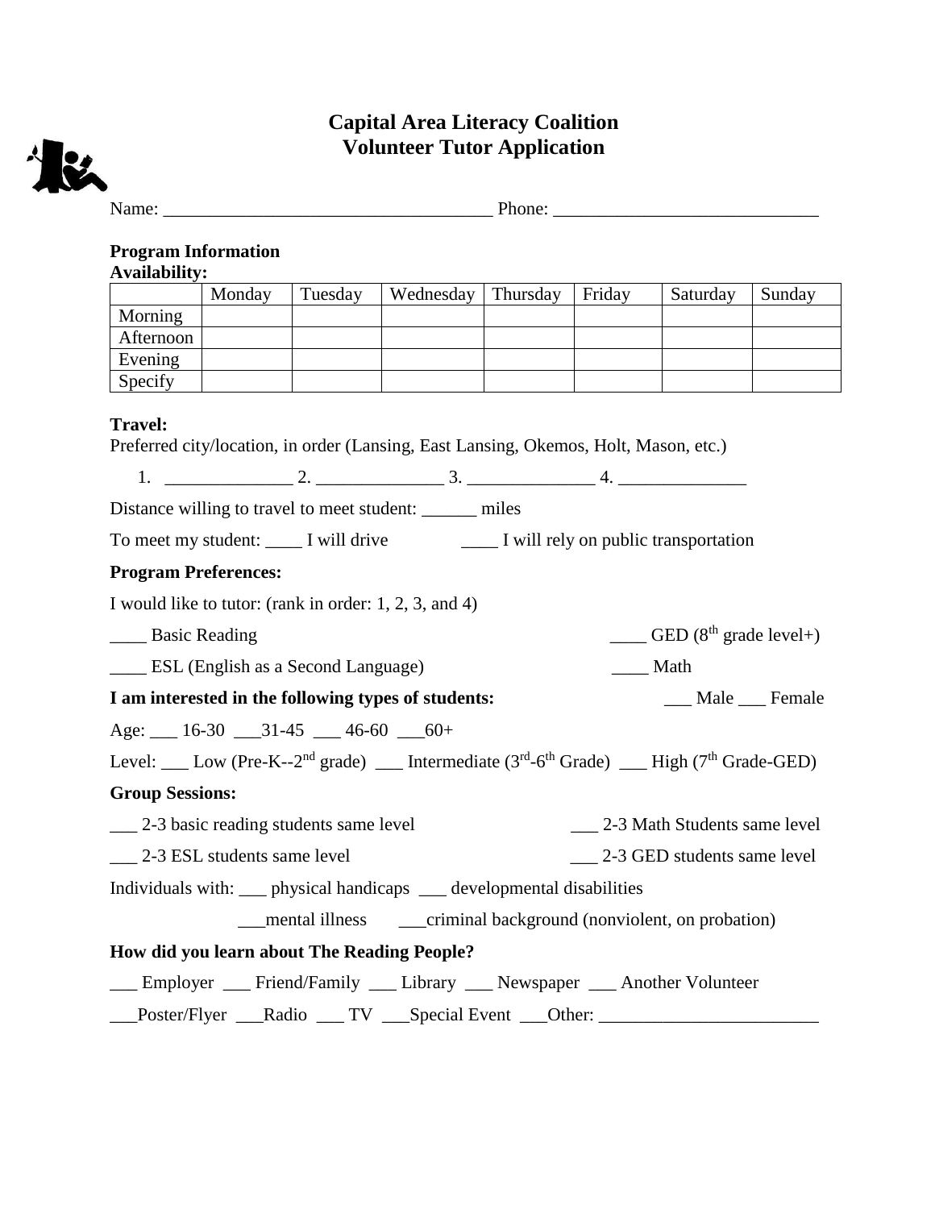# Capital Area Literacy Coalition
## Volunteer Tutor Application

Name: ___________________________________ Phone: ____________________________

**Program Information**

**Availability:**

| | Monday | Tuesday | Wednesday | Thursday | Friday | Saturday | Sunday |
|---|---|---|---|---|---|---|---|
| Morning | | | | | | | |
| Afternoon | | | | | | | |
| Evening | | | | | | | |
| Specify | | | | | | | |

**Travel:**

Preferred city/location, in order (Lansing, East Lansing, Okemos, Holt, Mason, etc.)

1. ______________ 2. ______________ 3. ______________ 4. ______________

Distance willing to travel to meet student: ______ miles

To meet my student: ____ I will drive ____ I will rely on public transportation

**Program Preferences:**

I would like to tutor: (rank in order: 1, 2, 3, and 4)

____ Basic Reading ____ GED (8th grade level+)

____ ESL (English as a Second Language) ____ Math

**I am interested in the following types of students:** ___ Male ___ Female

Age: ___ 16-30 ___31-45 ___ 46-60 ___60+

Level: ___ Low (Pre-K--2nd grade) ___ Intermediate (3rd-6th Grade) ___ High (7th Grade-GED)

**Group Sessions:**

___ 2-3 basic reading students same level ___ 2-3 Math Students same level

___ 2-3 ESL students same level ___ 2-3 GED students same level

Individuals with: ___ physical handicaps ___ developmental disabilities

___mental illness ___criminal background (nonviolent, on probation)

**How did you learn about The Reading People?**

___ Employer ___ Friend/Family ___ Library ___ Newspaper ___ Another Volunteer

___Poster/Flyer ___Radio ___ TV ___Special Event ___Other: ________________________